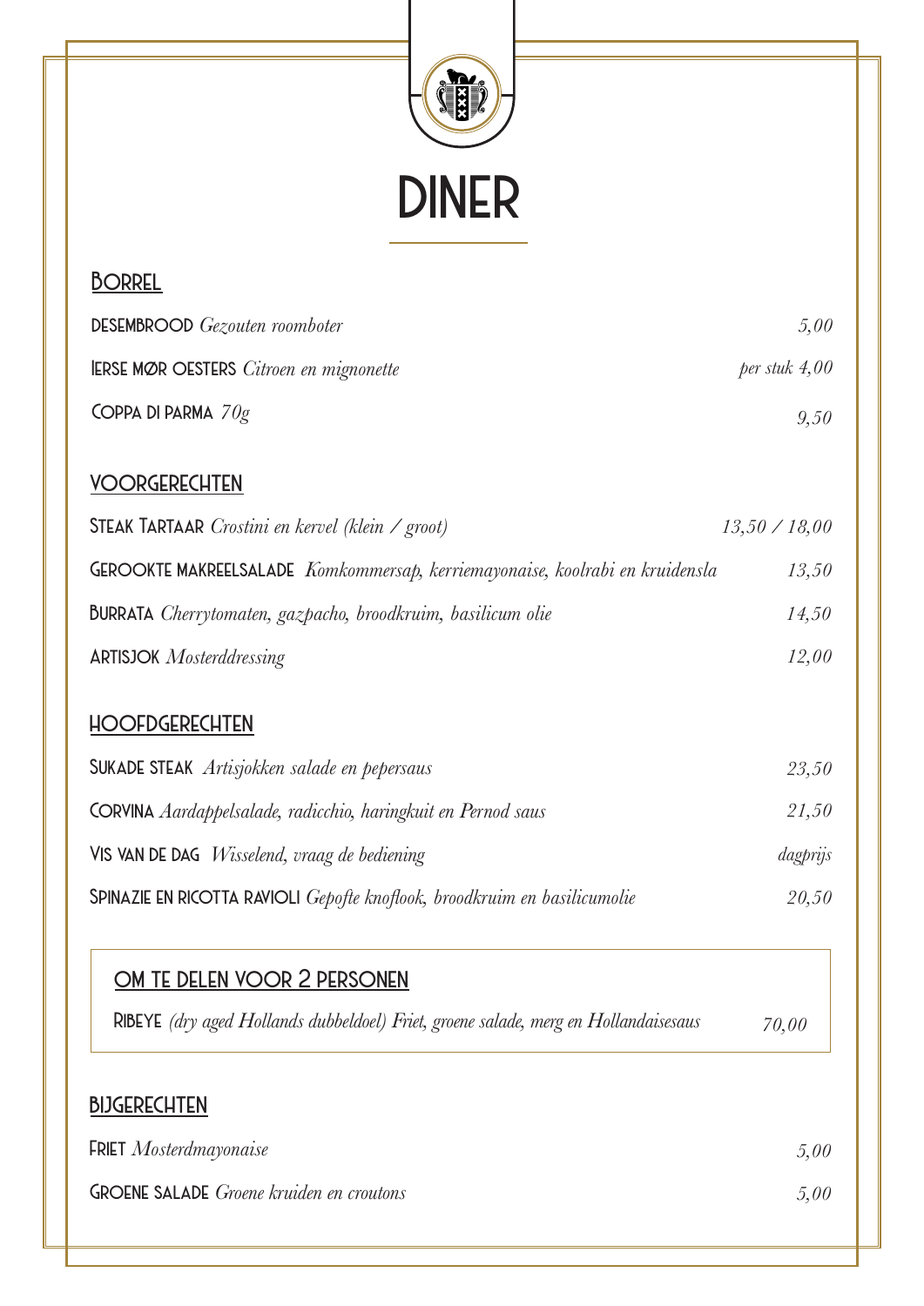# DINER

## BORREL

**DESEMBROOD** *Gezouten roomboter* — *5,00*

**IERSE MØR OESTERS** *Citroen en mignonette* — *per stuk 4,00*

**COPPA DI PARMA** *70g* — *9,50*

## VOORGERECHTEN

**STEAK TARTAAR** *Crostini en kervel (klein / groot)* — *13,50 / 18,00*

**GEROOKTE MAKREELSALADE** *Komkommersap, kerriemayonaise, koolrabi en kruidensla* — *13,50*

**BURRATA** *Cherrytomaten, gazpacho, broodkruim, basilicum olie* — *14,50*

**ARTISJOK** *Mosterddressing* — *12,00*

## HOOFDGERECHTEN

**SUKADE STEAK** *Artisjokken salade en pepersaus* — *23,50*

**CORVINA** *Aardappelsalade, radicchio, haringkuit en Pernod saus* — *21,50*

**VIS VAN DE DAG** *Wisselend, vraag de bediening* — *dagprijs*

**SPINAZIE EN RICOTTA RAVIOLI** *Gepofte knoflook, broodkruim en basilicumolie* — *20,50*

## OM TE DELEN VOOR 2 PERSONEN

**RIBEYE** *(dry aged Hollands dubbeldoel) Friet, groene salade, merg en Hollandaisesaus* — *70,00*

## BIJGERECHTEN

**FRIET** *Mosterdmayonaise* — *5,00*

**GROENE SALADE** *Groene kruiden en croutons* — *5,00*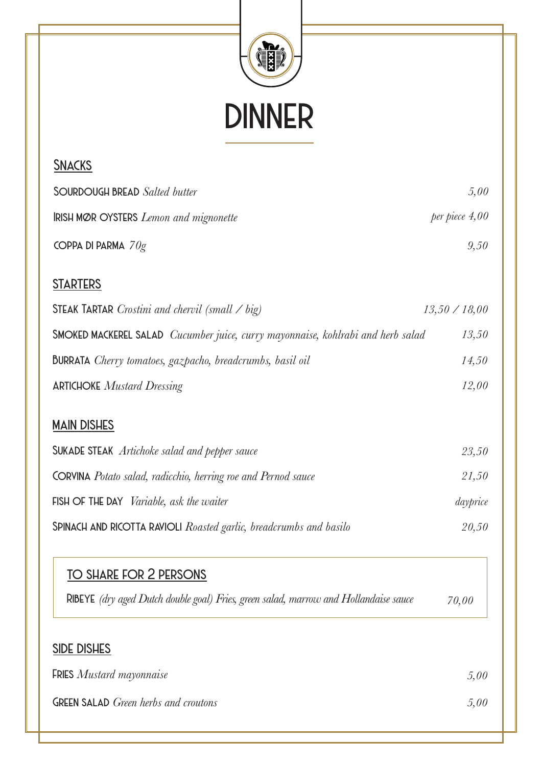# DINNER

## SNACKS

**SOURDOUGH BREAD** *Salted butter* — *5,00*

**IRISH MØR OYSTERS** *Lemon and mignonette* — *per piece 4,00*

**COPPA DI PARMA** *70g* — *9,50*

## STARTERS

**STEAK TARTAR** *Crostini and chervil (small / big)* — *13,50 / 18,00*

**SMOKED MACKEREL SALAD** *Cucumber juice, curry mayonnaise, kohlrabi and herb salad* — *13,50*

**BURRATA** *Cherry tomatoes, gazpacho, breadcrumbs, basil oil* — *14,50*

**ARTICHOKE** *Mustard Dressing* — *12,00*

## MAIN DISHES

**SUKADE STEAK** *Artichoke salad and pepper sauce* — *23,50*

**CORVINA** *Potato salad, radicchio, herring roe and Pernod sauce* — *21,50*

**FISH OF THE DAY** *Variable, ask the waiter* — *dayprice*

**SPINACH AND RICOTTA RAVIOLI** *Roasted garlic, breadcrumbs and basilo* — *20,50*

## TO SHARE FOR 2 PERSONS

**RIBEYE** *(dry aged Dutch double goal) Fries, green salad, marrow and Hollandaise sauce* — *70,00*

## SIDE DISHES

**FRIES** *Mustard mayonnaise* — *5,00*

**GREEN SALAD** *Green herbs and croutons* — *5,00*